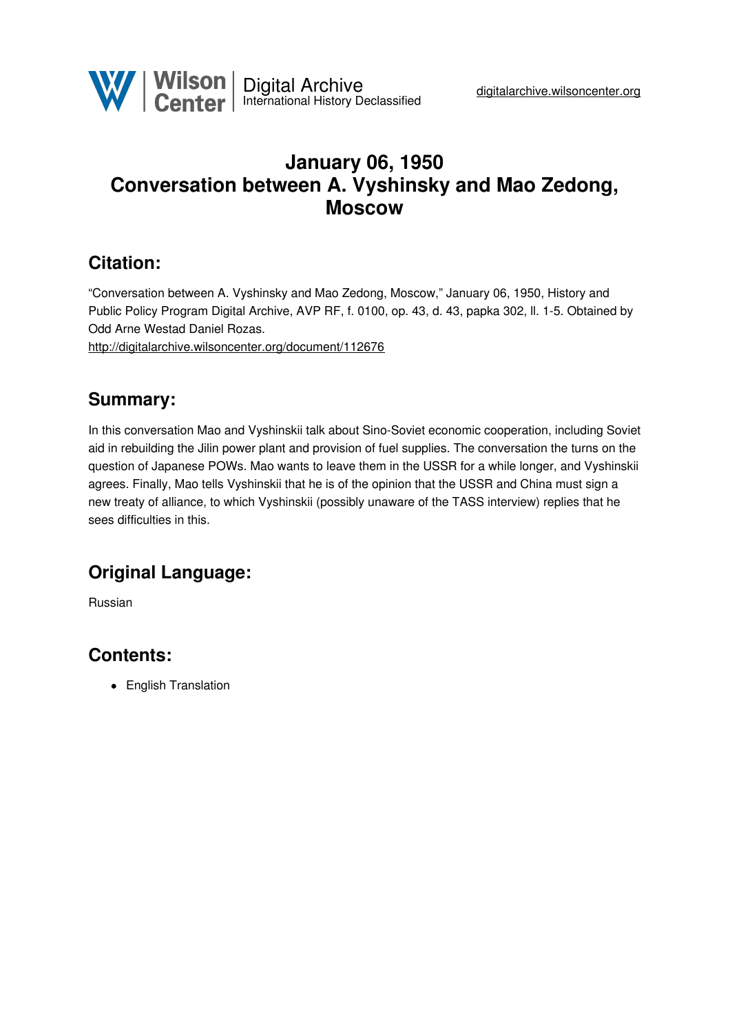# January 06, 1950
# Conversation between A. Vyshinsky and Mao Zedong, Moscow

## Citation:

"Conversation between A. Vyshinsky and Mao Zedong, Moscow," January 06, 1950, History and Public Policy Program Digital Archive, AVP RF, f. 0100, op. 43, d. 43, papka 302, ll. 1-5. Obtained by Odd Arne Westad Daniel Rozas.
http://digitalarchive.wilsoncenter.org/document/112676

## Summary:

In this conversation Mao and Vyshinskii talk about Sino-Soviet economic cooperation, including Soviet aid in rebuilding the Jilin power plant and provision of fuel supplies. The conversation the turns on the question of Japanese POWs. Mao wants to leave them in the USSR for a while longer, and Vyshinskii agrees. Finally, Mao tells Vyshinskii that he is of the opinion that the USSR and China must sign a new treaty of alliance, to which Vyshinskii (possibly unaware of the TASS interview) replies that he sees difficulties in this.

## Original Language:

Russian

## Contents:

- English Translation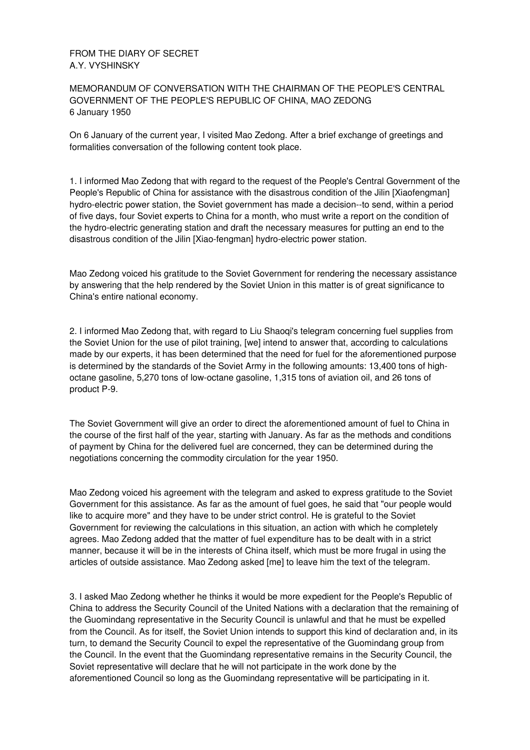FROM THE DIARY OF SECRET
A.Y. VYSHINSKY

MEMORANDUM OF CONVERSATION WITH THE CHAIRMAN OF THE PEOPLE'S CENTRAL GOVERNMENT OF THE PEOPLE'S REPUBLIC OF CHINA, MAO ZEDONG
6 January 1950

On 6 January of the current year, I visited Mao Zedong. After a brief exchange of greetings and formalities conversation of the following content took place.

1. I informed Mao Zedong that with regard to the request of the People's Central Government of the People's Republic of China for assistance with the disastrous condition of the Jilin [Xiaofengman] hydro-electric power station, the Soviet government has made a decision--to send, within a period of five days, four Soviet experts to China for a month, who must write a report on the condition of the hydro-electric generating station and draft the necessary measures for putting an end to the disastrous condition of the Jilin [Xiao-fengman] hydro-electric power station.

Mao Zedong voiced his gratitude to the Soviet Government for rendering the necessary assistance by answering that the help rendered by the Soviet Union in this matter is of great significance to China's entire national economy.

2. I informed Mao Zedong that, with regard to Liu Shaoqi's telegram concerning fuel supplies from the Soviet Union for the use of pilot training, [we] intend to answer that, according to calculations made by our experts, it has been determined that the need for fuel for the aforementioned purpose is determined by the standards of the Soviet Army in the following amounts: 13,400 tons of high-octane gasoline, 5,270 tons of low-octane gasoline, 1,315 tons of aviation oil, and 26 tons of product P-9.

The Soviet Government will give an order to direct the aforementioned amount of fuel to China in the course of the first half of the year, starting with January. As far as the methods and conditions of payment by China for the delivered fuel are concerned, they can be determined during the negotiations concerning the commodity circulation for the year 1950.

Mao Zedong voiced his agreement with the telegram and asked to express gratitude to the Soviet Government for this assistance. As far as the amount of fuel goes, he said that "our people would like to acquire more" and they have to be under strict control. He is grateful to the Soviet Government for reviewing the calculations in this situation, an action with which he completely agrees. Mao Zedong added that the matter of fuel expenditure has to be dealt with in a strict manner, because it will be in the interests of China itself, which must be more frugal in using the articles of outside assistance. Mao Zedong asked [me] to leave him the text of the telegram.

3. I asked Mao Zedong whether he thinks it would be more expedient for the People's Republic of China to address the Security Council of the United Nations with a declaration that the remaining of the Guomindang representative in the Security Council is unlawful and that he must be expelled from the Council. As for itself, the Soviet Union intends to support this kind of declaration and, in its turn, to demand the Security Council to expel the representative of the Guomindang group from the Council. In the event that the Guomindang representative remains in the Security Council, the Soviet representative will declare that he will not participate in the work done by the aforementioned Council so long as the Guomindang representative will be participating in it.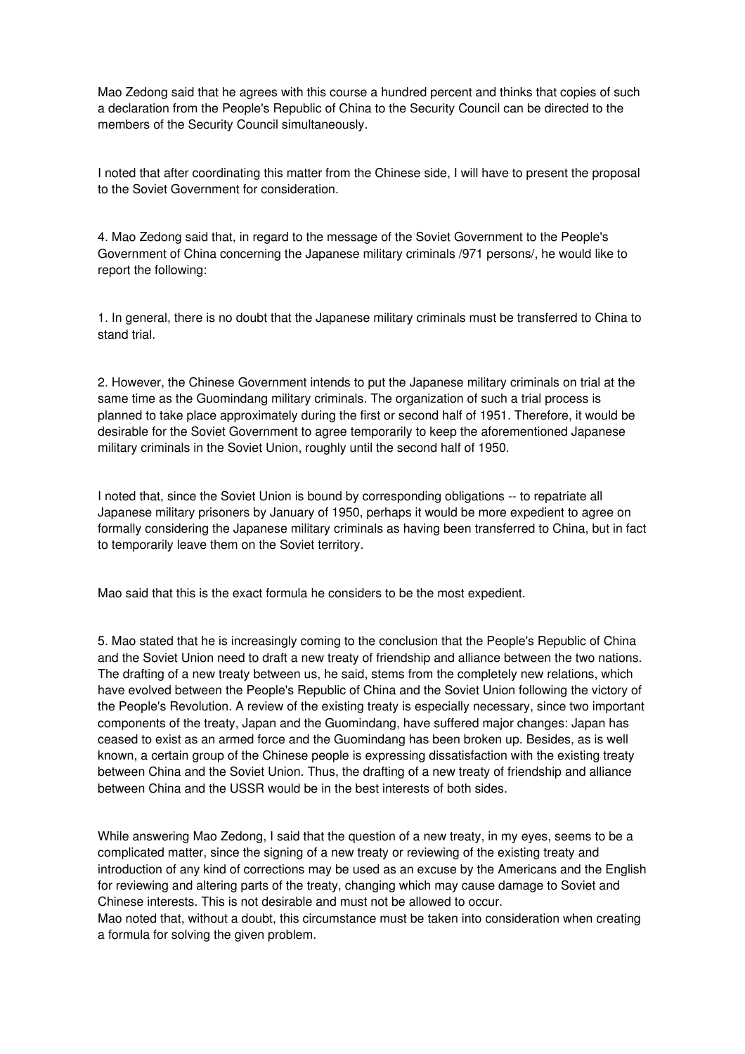Mao Zedong said that he agrees with this course a hundred percent and thinks that copies of such a declaration from the People's Republic of China to the Security Council can be directed to the members of the Security Council simultaneously.

I noted that after coordinating this matter from the Chinese side, I will have to present the proposal to the Soviet Government for consideration.

4. Mao Zedong said that, in regard to the message of the Soviet Government to the People's Government of China concerning the Japanese military criminals /971 persons/, he would like to report the following:

1. In general, there is no doubt that the Japanese military criminals must be transferred to China to stand trial.

2. However, the Chinese Government intends to put the Japanese military criminals on trial at the same time as the Guomindang military criminals. The organization of such a trial process is planned to take place approximately during the first or second half of 1951. Therefore, it would be desirable for the Soviet Government to agree temporarily to keep the aforementioned Japanese military criminals in the Soviet Union, roughly until the second half of 1950.

I noted that, since the Soviet Union is bound by corresponding obligations -- to repatriate all Japanese military prisoners by January of 1950, perhaps it would be more expedient to agree on formally considering the Japanese military criminals as having been transferred to China, but in fact to temporarily leave them on the Soviet territory.

Mao said that this is the exact formula he considers to be the most expedient.

5. Mao stated that he is increasingly coming to the conclusion that the People's Republic of China and the Soviet Union need to draft a new treaty of friendship and alliance between the two nations. The drafting of a new treaty between us, he said, stems from the completely new relations, which have evolved between the People's Republic of China and the Soviet Union following the victory of the People's Revolution. A review of the existing treaty is especially necessary, since two important components of the treaty, Japan and the Guomindang, have suffered major changes: Japan has ceased to exist as an armed force and the Guomindang has been broken up. Besides, as is well known, a certain group of the Chinese people is expressing dissatisfaction with the existing treaty between China and the Soviet Union. Thus, the drafting of a new treaty of friendship and alliance between China and the USSR would be in the best interests of both sides.

While answering Mao Zedong, I said that the question of a new treaty, in my eyes, seems to be a complicated matter, since the signing of a new treaty or reviewing of the existing treaty and introduction of any kind of corrections may be used as an excuse by the Americans and the English for reviewing and altering parts of the treaty, changing which may cause damage to Soviet and Chinese interests. This is not desirable and must not be allowed to occur.
Mao noted that, without a doubt, this circumstance must be taken into consideration when creating a formula for solving the given problem.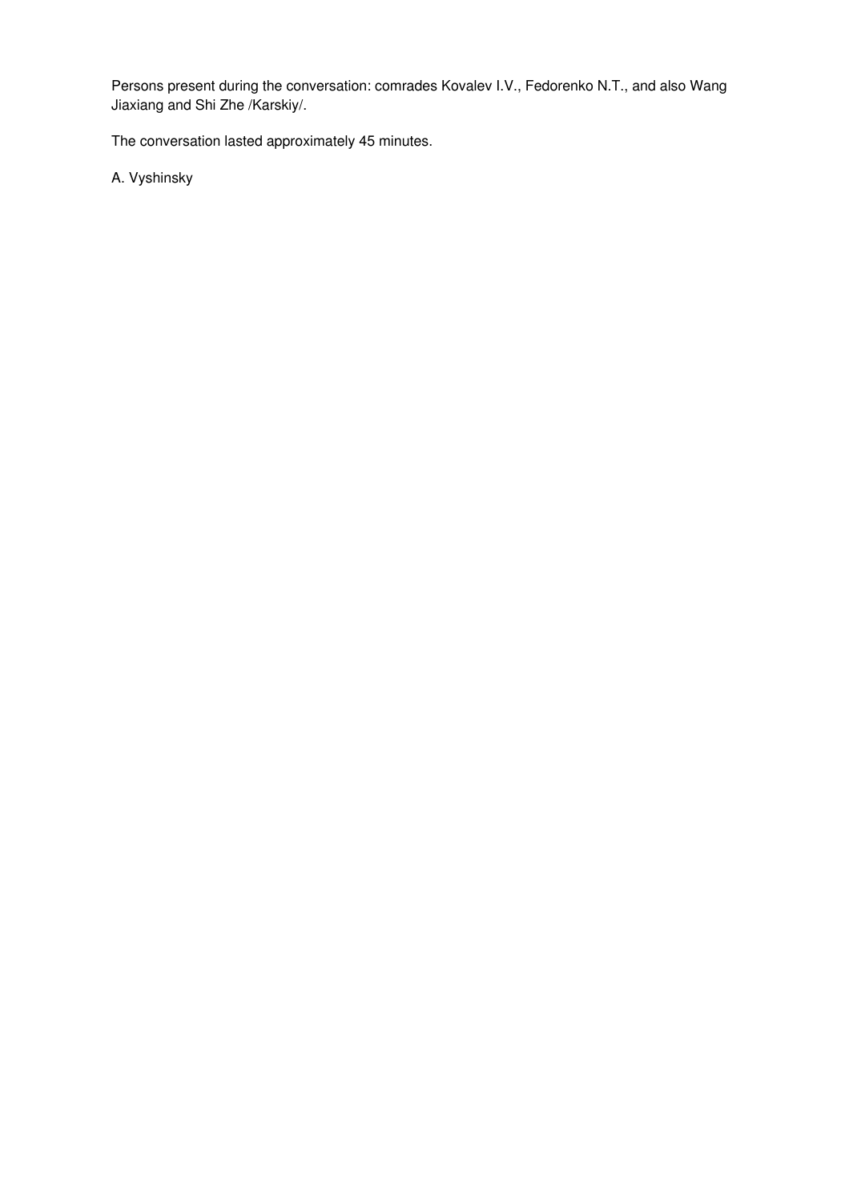Persons present during the conversation: comrades Kovalev I.V., Fedorenko N.T., and also Wang Jiaxiang and Shi Zhe /Karskiy/.

The conversation lasted approximately 45 minutes.

A. Vyshinsky